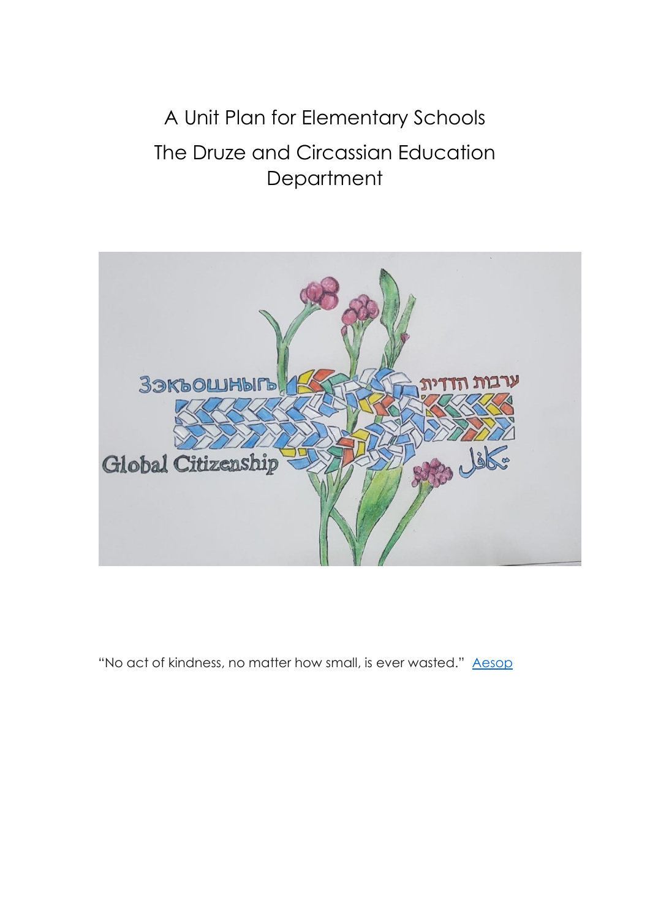# A Unit Plan for Elementary Schools

# The Druze and Circassian Education Department

“No act of kindness, no matter how small, is ever wasted.” [Aesop]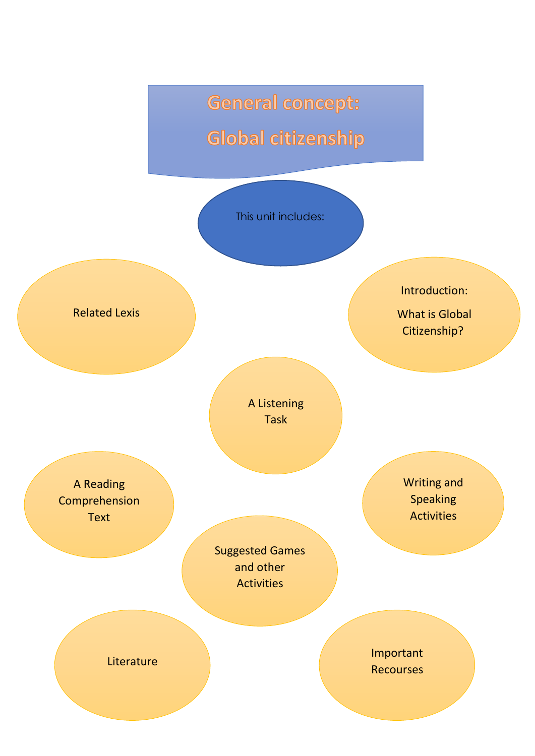# General concept:

# Global citizenship

This unit includes:

- Related Lexis
- Introduction: What is Global Citizenship?
- A Listening Task
- A Reading Comprehension Text
- Writing and Speaking Activities
- Suggested Games and other Activities
- Literature
- Important Recourses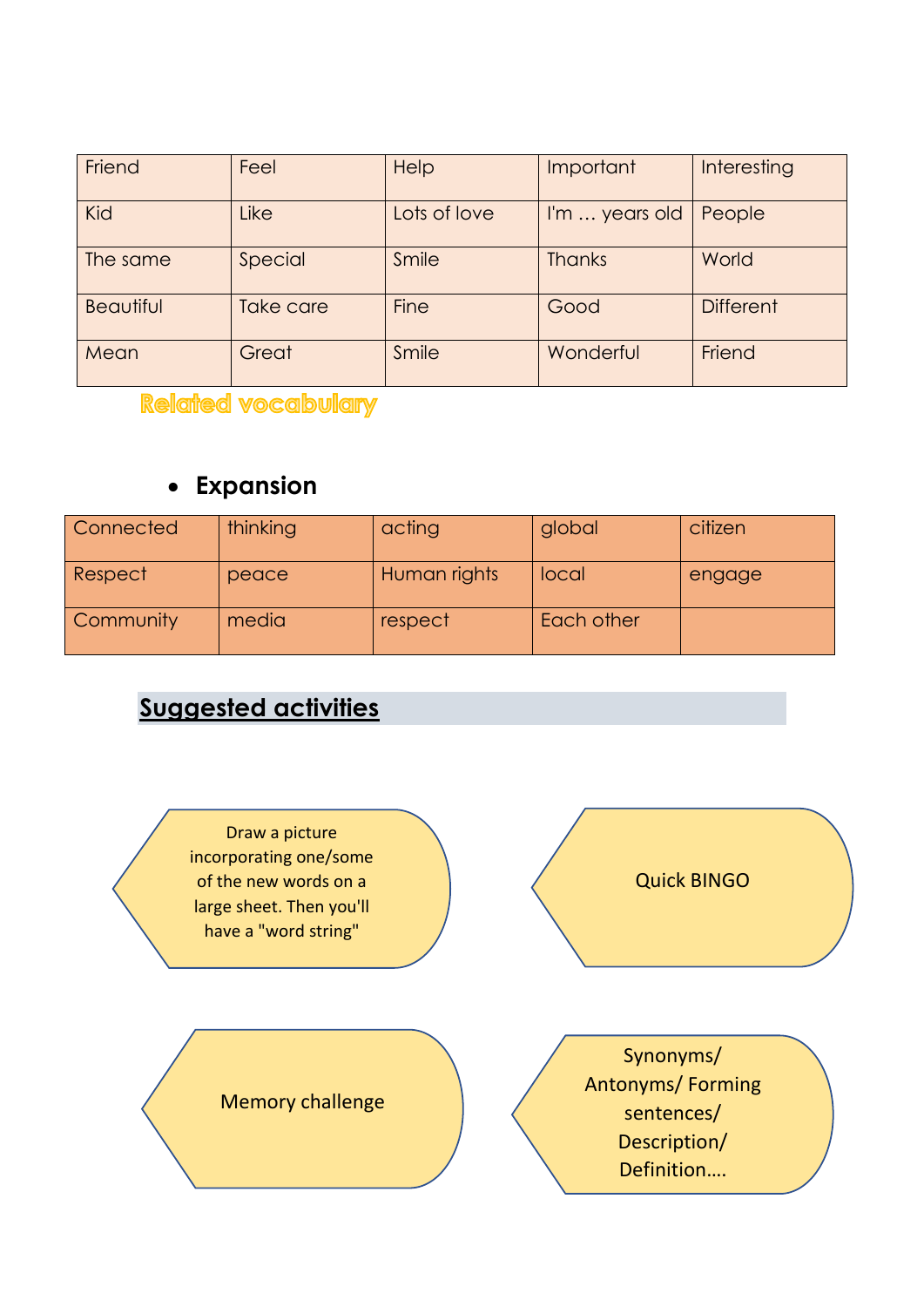| Friend | Feel | Help | Important | Interesting |
|---|---|---|---|---|
| Kid | Like | Lots of love | I'm … years old | People |
| The same | Special | Smile | Thanks | World |
| Beautiful | Take care | Fine | Good | Different |
| Mean | Great | Smile | Wonderful | Friend |

**Related vocabulary**

- **Expansion**

| Connected | thinking | acting | global | citizen |
|---|---|---|---|---|
| Respect | peace | Human rights | local | engage |
| Community | media | respect | Each other | |

## Suggested activities

- Draw a picture incorporating one/some of the new words on a large sheet. Then you'll have a "word string"
- Quick BINGO
- Memory challenge
- Synonyms/ Antonyms/ Forming sentences/ Description/ Definition….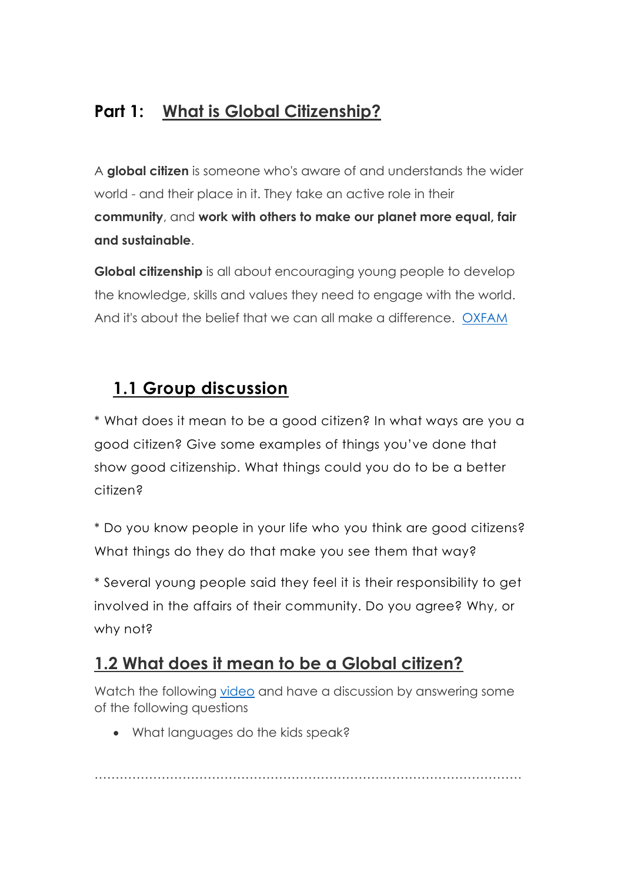## Part 1: What is Global Citizenship?

A **global citizen** is someone who's aware of and understands the wider world - and their place in it. They take an active role in their **community**, and **work with others to make our planet more equal, fair and sustainable**.

**Global citizenship** is all about encouraging young people to develop the knowledge, skills and values they need to engage with the world. And it's about the belief that we can all make a difference. [OXFAM]

### 1.1 Group discussion

* What does it mean to be a good citizen? In what ways are you a good citizen? Give some examples of things you've done that show good citizenship. What things could you do to be a better citizen?

* Do you know people in your life who you think are good citizens? What things do they do that make you see them that way?

* Several young people said they feel it is their responsibility to get involved in the affairs of their community. Do you agree? Why, or why not?

### 1.2 What does it mean to be a Global citizen?

Watch the following [video] and have a discussion by answering some of the following questions

- What languages do the kids speak?

…………………………………………………………………………………………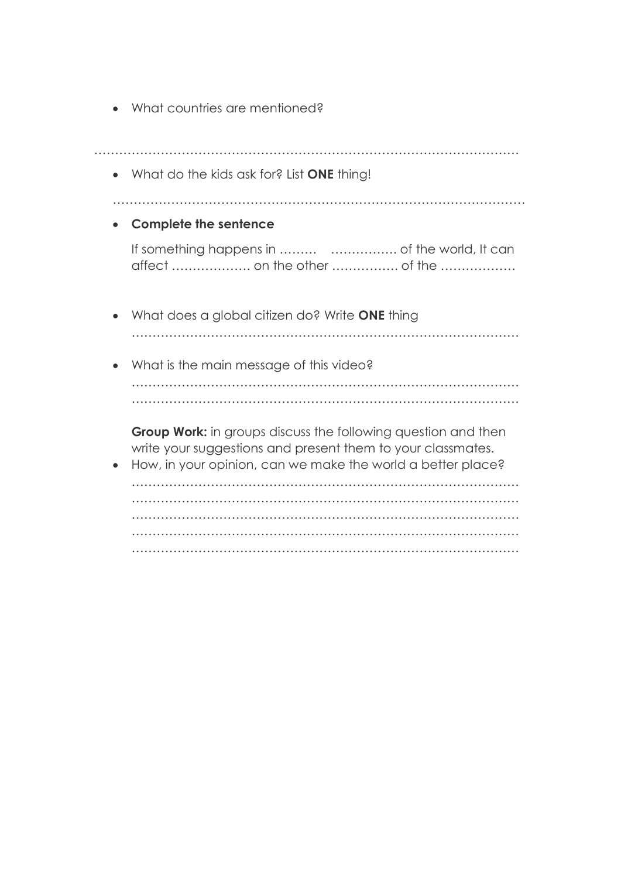- What countries are mentioned?

……………………………………………………………………………………………

- What do the kids ask for? List **ONE** thing!

……………………………………………………………………………………………

- **Complete the sentence**

  If something happens in ……… ……………. of the world, It can affect ………………. on the other ……………. of the ………………

- What does a global citizen do? Write **ONE** thing

  ……………………………………………………………………………………

- What is the main message of this video?

  ……………………………………………………………………………………
  ……………………………………………………………………………………

  **Group Work:** in groups discuss the following question and then write your suggestions and present them to your classmates.

- How, in your opinion, can we make the world a better place?

  ……………………………………………………………………………………
  ……………………………………………………………………………………
  ……………………………………………………………………………………
  ……………………………………………………………………………………
  ……………………………………………………………………………………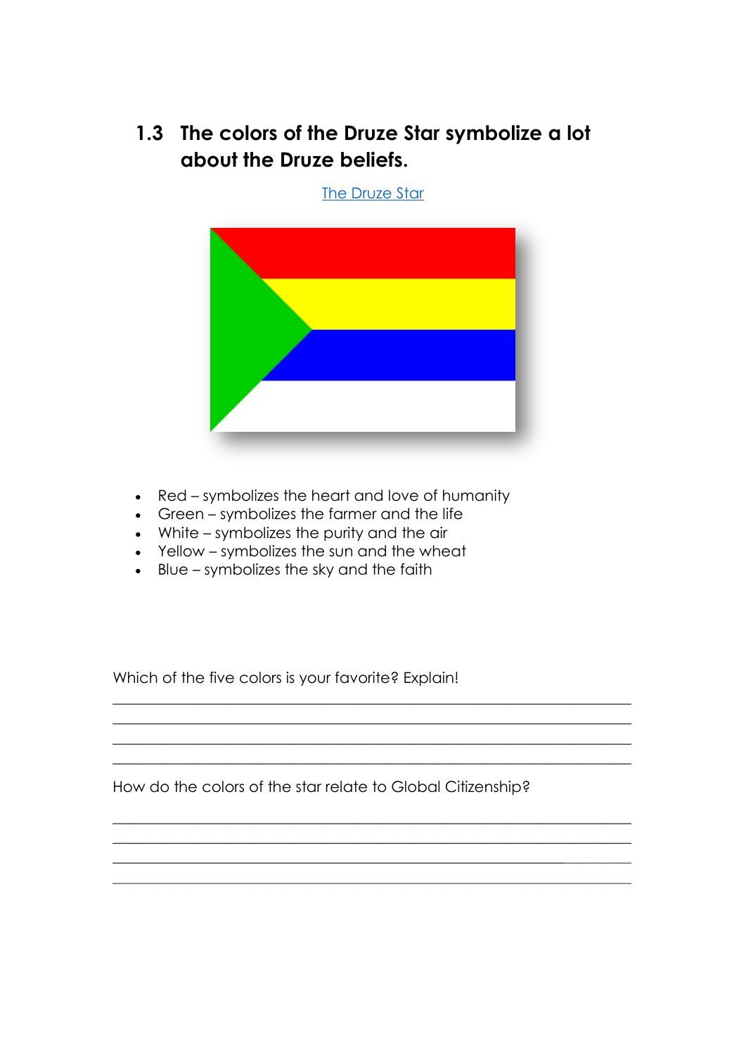## 1.3 The colors of the Druze Star symbolize a lot about the Druze beliefs.

The Druze Star

- Red – symbolizes the heart and love of humanity
- Green – symbolizes the farmer and the life
- White – symbolizes the purity and the air
- Yellow – symbolizes the sun and the wheat
- Blue – symbolizes the sky and the faith

Which of the five colors is your favorite? Explain!

\_\_\_\_\_\_\_\_\_\_\_\_\_\_\_\_\_\_\_\_\_\_\_\_\_\_\_\_\_\_\_\_\_\_\_\_\_\_\_\_\_\_\_\_\_\_\_\_\_\_\_\_\_\_\_\_\_\_\_\_\_\_\_\_
\_\_\_\_\_\_\_\_\_\_\_\_\_\_\_\_\_\_\_\_\_\_\_\_\_\_\_\_\_\_\_\_\_\_\_\_\_\_\_\_\_\_\_\_\_\_\_\_\_\_\_\_\_\_\_\_\_\_\_\_\_\_\_\_
\_\_\_\_\_\_\_\_\_\_\_\_\_\_\_\_\_\_\_\_\_\_\_\_\_\_\_\_\_\_\_\_\_\_\_\_\_\_\_\_\_\_\_\_\_\_\_\_\_\_\_\_\_\_\_\_\_\_\_\_\_\_\_\_
\_\_\_\_\_\_\_\_\_\_\_\_\_\_\_\_\_\_\_\_\_\_\_\_\_\_\_\_\_\_\_\_\_\_\_\_\_\_\_\_\_\_\_\_\_\_\_\_\_\_\_\_\_\_\_\_\_\_\_\_\_\_\_\_

How do the colors of the star relate to Global Citizenship?

\_\_\_\_\_\_\_\_\_\_\_\_\_\_\_\_\_\_\_\_\_\_\_\_\_\_\_\_\_\_\_\_\_\_\_\_\_\_\_\_\_\_\_\_\_\_\_\_\_\_\_\_\_\_\_\_\_\_\_\_\_\_\_\_
\_\_\_\_\_\_\_\_\_\_\_\_\_\_\_\_\_\_\_\_\_\_\_\_\_\_\_\_\_\_\_\_\_\_\_\_\_\_\_\_\_\_\_\_\_\_\_\_\_\_\_\_\_\_\_\_\_\_\_\_\_\_\_\_
\_\_\_\_\_\_\_\_\_\_\_\_\_\_\_\_\_\_\_\_\_\_\_\_\_\_\_\_\_\_\_\_\_\_\_\_\_\_\_\_\_\_\_\_\_\_\_\_\_\_\_\_\_\_\_\_\_\_\_\_\_\_\_\_
\_\_\_\_\_\_\_\_\_\_\_\_\_\_\_\_\_\_\_\_\_\_\_\_\_\_\_\_\_\_\_\_\_\_\_\_\_\_\_\_\_\_\_\_\_\_\_\_\_\_\_\_\_\_\_\_\_\_\_\_\_\_\_\_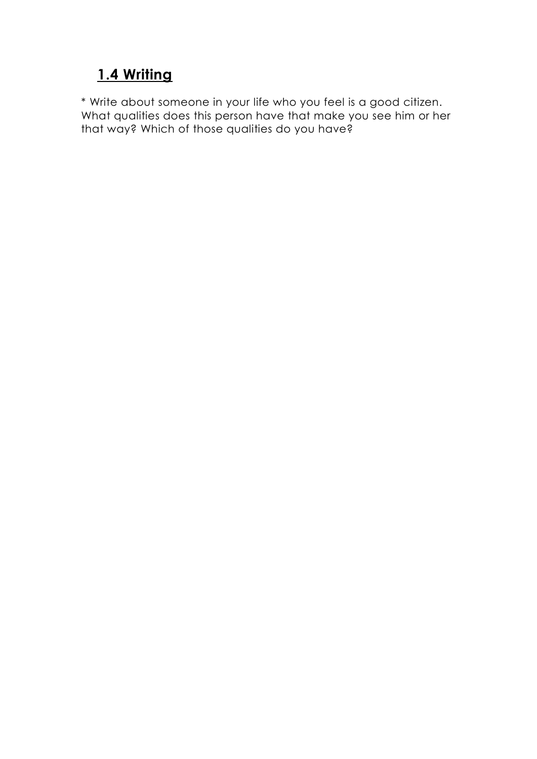## 1.4 Writing

* Write about someone in your life who you feel is a good citizen. What qualities does this person have that make you see him or her that way? Which of those qualities do you have?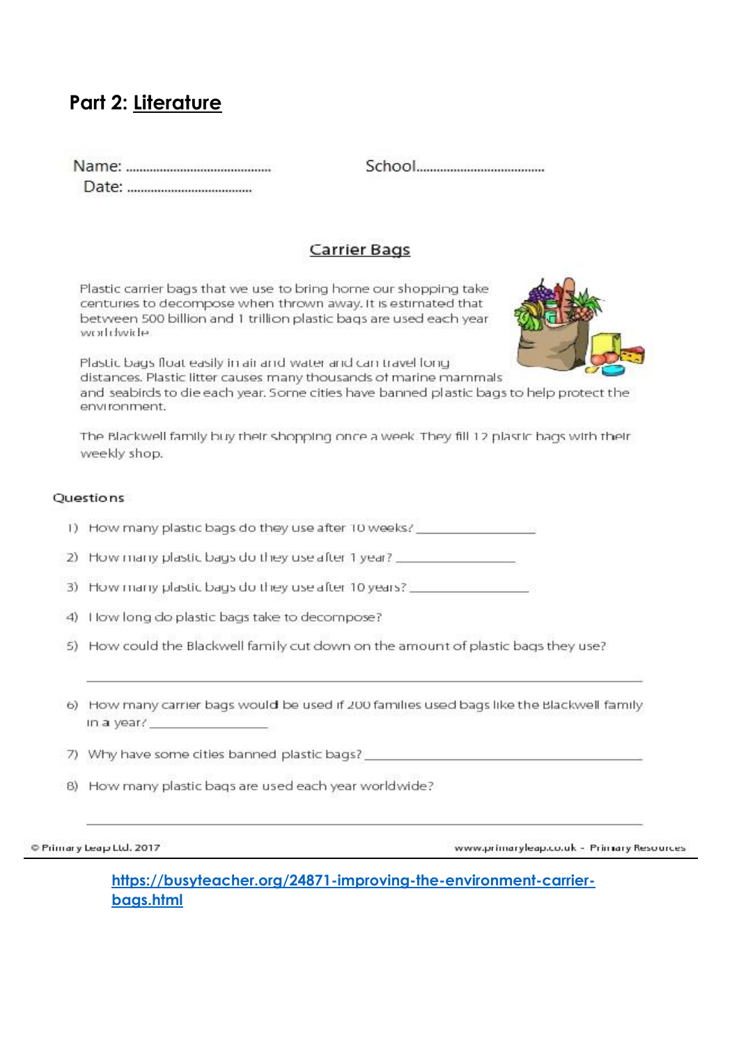## Part 2: Literature

Name: ..........................................    School......................................

Date: ....................................

### Carrier Bags

Plastic carrier bags that we use to bring home our shopping take centuries to decompose when thrown away. It is estimated that between 500 billion and 1 trillion plastic bags are used each year worldwide.

Plastic bags float easily in air and water and can travel long distances. Plastic litter causes many thousands of marine mammals and seabirds to die each year. Some cities have banned plastic bags to help protect the environment.

The Blackwell family buy their shopping once a week. They fill 12 plastic bags with their weekly shop.

**Questions**

1) How many plastic bags do they use after 10 weeks? ________________
2) How many plastic bags do they use after 1 year? ________________
3) How many plastic bags do they use after 10 years? ________________
4) How long do plastic bags take to decompose?
5) How could the Blackwell family cut down on the amount of plastic bags they use?

   ____________________________________________________________
6) How many carrier bags would be used if 200 families used bags like the Blackwell family in a year? ________________
7) Why have some cities banned plastic bags? ________________________________
8) How many plastic bags are used each year worldwide?

   ____________________________________________________________

© Primary Leap Ltd. 2017    www.primaryleap.co.uk - Primary Resources

https://busyteacher.org/24871-improving-the-environment-carrier-bags.html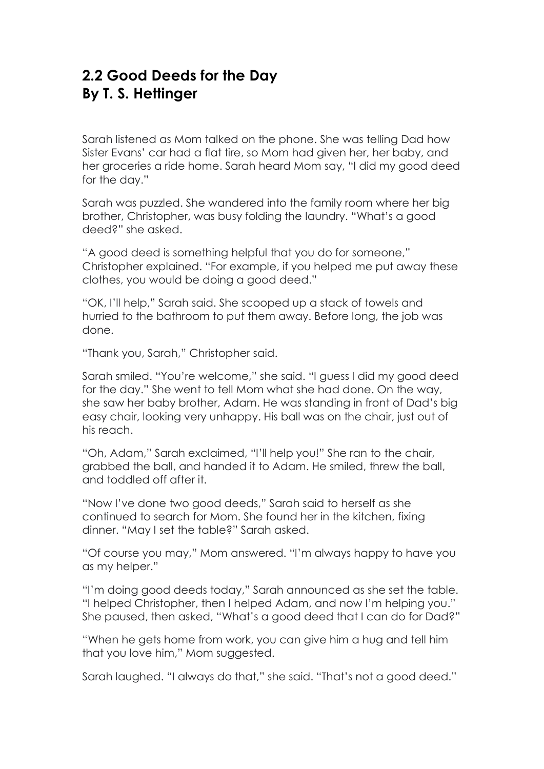## 2.2 Good Deeds for the Day
## By T. S. Hettinger

Sarah listened as Mom talked on the phone. She was telling Dad how Sister Evans' car had a flat tire, so Mom had given her, her baby, and her groceries a ride home. Sarah heard Mom say, "I did my good deed for the day."

Sarah was puzzled. She wandered into the family room where her big brother, Christopher, was busy folding the laundry. "What's a good deed?" she asked.

"A good deed is something helpful that you do for someone," Christopher explained. "For example, if you helped me put away these clothes, you would be doing a good deed."

"OK, I'll help," Sarah said. She scooped up a stack of towels and hurried to the bathroom to put them away. Before long, the job was done.

"Thank you, Sarah," Christopher said.

Sarah smiled. "You're welcome," she said. "I guess I did my good deed for the day." She went to tell Mom what she had done. On the way, she saw her baby brother, Adam. He was standing in front of Dad's big easy chair, looking very unhappy. His ball was on the chair, just out of his reach.

"Oh, Adam," Sarah exclaimed, "I'll help you!" She ran to the chair, grabbed the ball, and handed it to Adam. He smiled, threw the ball, and toddled off after it.

"Now I've done two good deeds," Sarah said to herself as she continued to search for Mom. She found her in the kitchen, fixing dinner. "May I set the table?" Sarah asked.

"Of course you may," Mom answered. "I'm always happy to have you as my helper."

"I'm doing good deeds today," Sarah announced as she set the table. "I helped Christopher, then I helped Adam, and now I'm helping you." She paused, then asked, "What's a good deed that I can do for Dad?"

"When he gets home from work, you can give him a hug and tell him that you love him," Mom suggested.

Sarah laughed. "I always do that," she said. "That's not a good deed."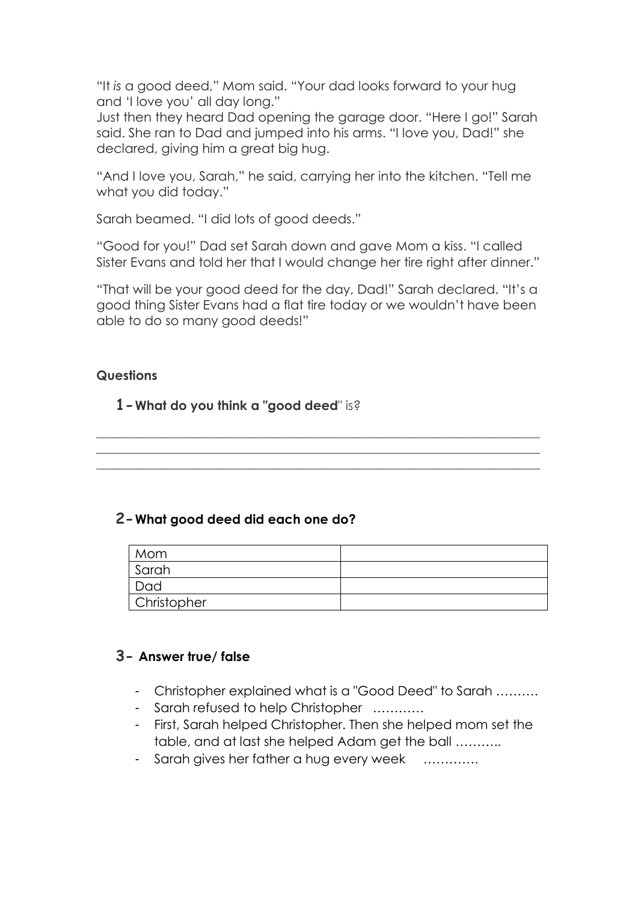"It *is* a good deed," Mom said. "Your dad looks forward to your hug and 'I love you' all day long."
Just then they heard Dad opening the garage door. "Here I go!" Sarah said. She ran to Dad and jumped into his arms. "I love you, Dad!" she declared, giving him a great big hug.

"And I love you, Sarah," he said, carrying her into the kitchen. "Tell me what you did today."

Sarah beamed. "I did lots of good deeds."

"Good for you!" Dad set Sarah down and gave Mom a kiss. "I called Sister Evans and told her that I would change her tire right after dinner."

"That will be your good deed for the day, Dad!" Sarah declared. "It's a good thing Sister Evans had a flat tire today or we wouldn't have been able to do so many good deeds!"

**Questions**

**1 - What do you think a "good deed"** is?

___________________________________________________________________
___________________________________________________________________
___________________________________________________________________

**2- What good deed did each one do?**

| Mom | |
|---|---|
| Sarah | |
| Dad | |
| Christopher | |

**3- Answer true/ false**

- Christopher explained what is a "Good Deed" to Sarah ……….
- Sarah refused to help Christopher …………
- First, Sarah helped Christopher. Then she helped mom set the table, and at last she helped Adam get the ball ………..
- Sarah gives her father a hug every week ………….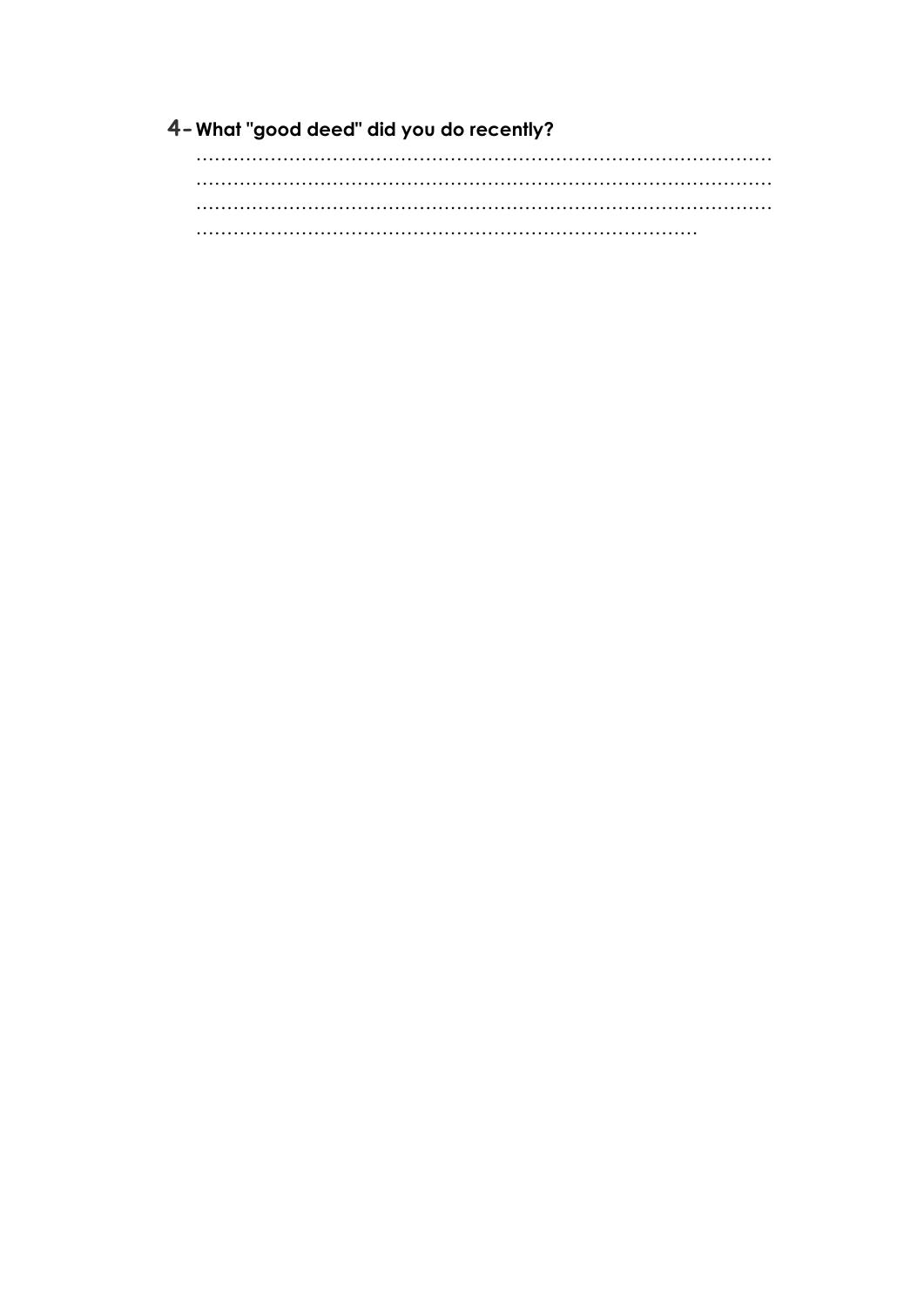**4- What "good deed" did you do recently?**

.....................................................................................................
.....................................................................................................
.....................................................................................................
.....................................................................................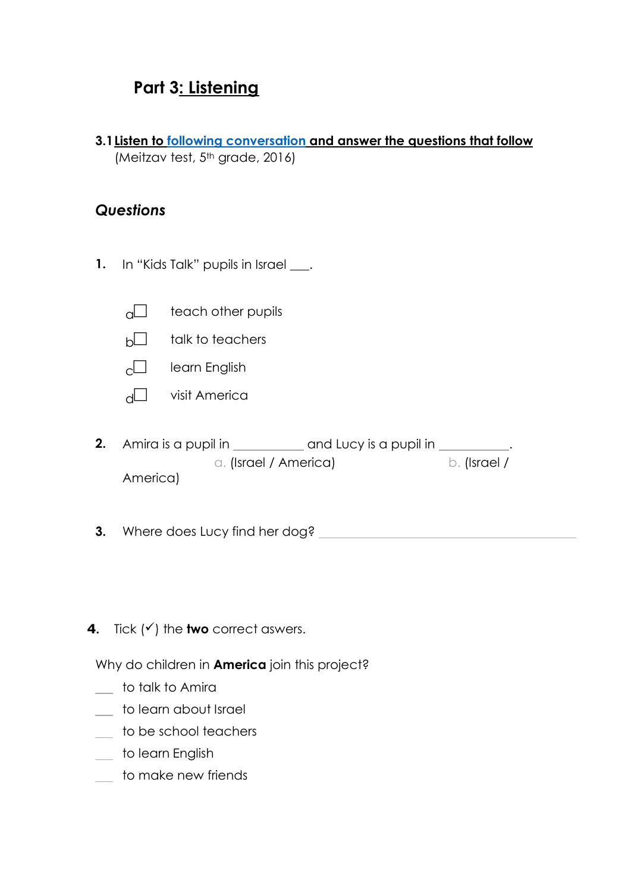## Part 3: Listening

**3.1 Listen to following conversation and answer the questions that follow**
(Meitzav test, 5th grade, 2016)

### *Questions*

**1.** In "Kids Talk" pupils in Israel ___.

a☐ teach other pupils

b☐ talk to teachers

c☐ learn English

d☐ visit America

**2.** Amira is a pupil in __________ and Lucy is a pupil in __________.
a. (Israel / America) b. (Israel / America)

**3.** Where does Lucy find her dog? ______________________________

**4.** Tick (✓) the **two** correct aswers.

Why do children in **America** join this project?

___ to talk to Amira

___ to learn about Israel

___ to be school teachers

___ to learn English

___ to make new friends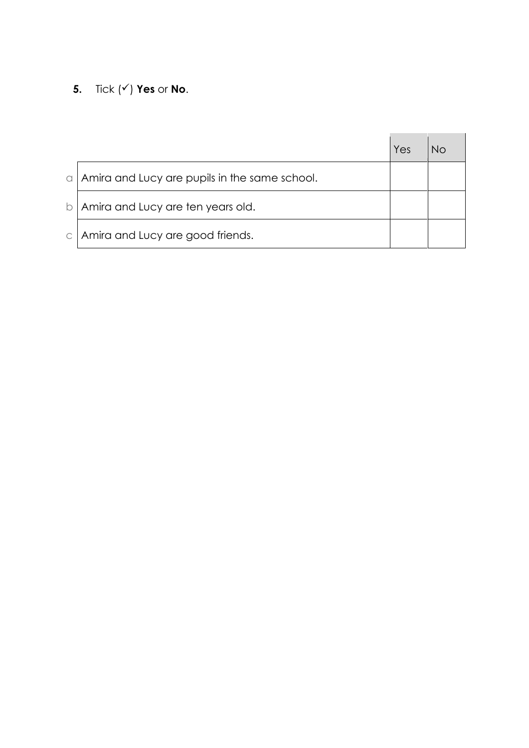**5.** Tick (✓) **Yes** or **No**.

| | | Yes | No |
|---|---|---|---|
| a | Amira and Lucy are pupils in the same school. | | |
| b | Amira and Lucy are ten years old. | | |
| c | Amira and Lucy are good friends. | | |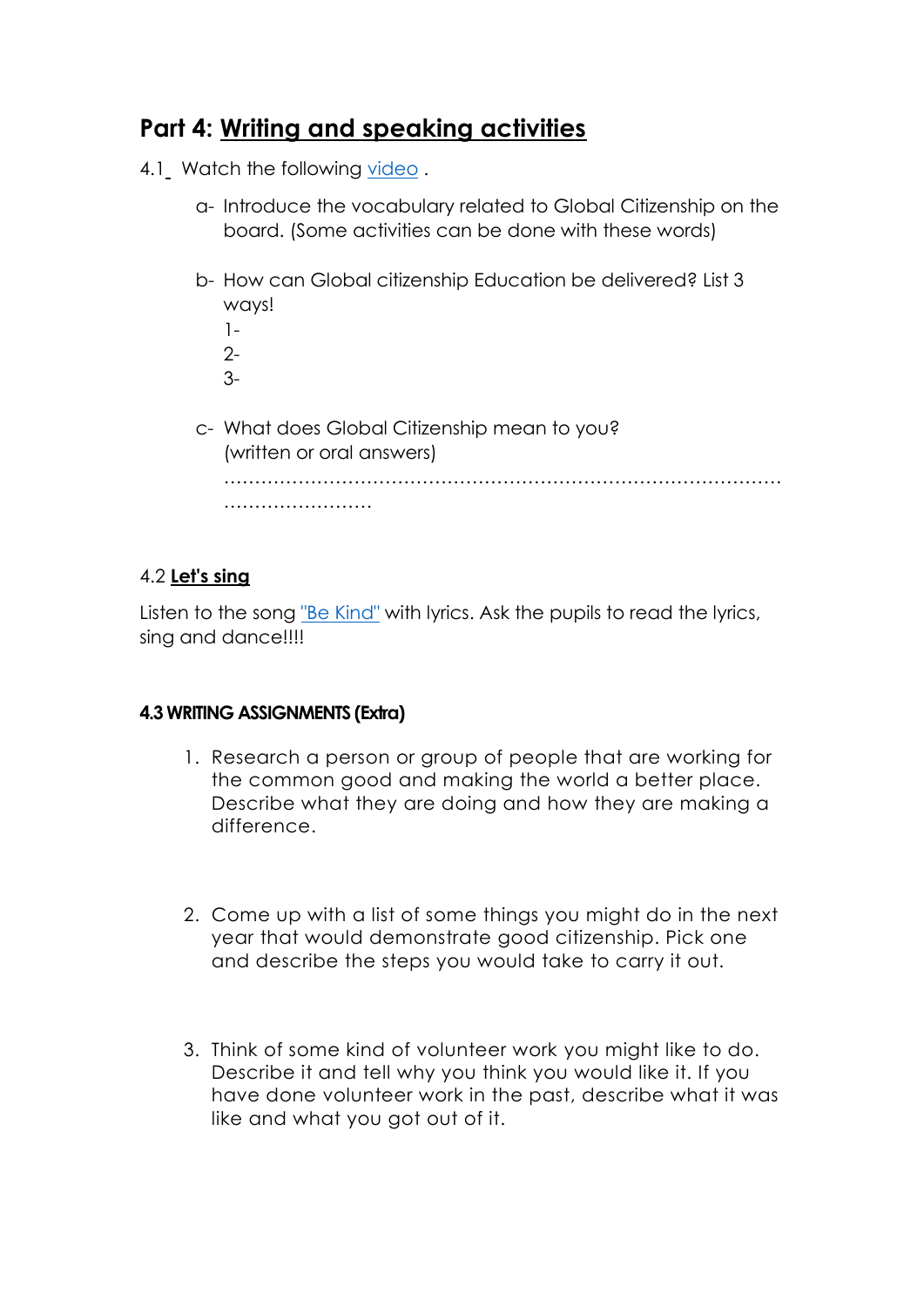## Part 4: Writing and speaking activities

4.1 Watch the following video .

a- Introduce the vocabulary related to Global Citizenship on the board. (Some activities can be done with these words)

b- How can Global citizenship Education be delivered? List 3 ways!

1-
2-
3-

c- What does Global Citizenship mean to you? (written or oral answers)

……………………………………………………………………………………………………

### 4.2 **Let's sing**

Listen to the song "Be Kind" with lyrics. Ask the pupils to read the lyrics, sing and dance!!!!

### 4.3 WRITING ASSIGNMENTS (Extra)

1. Research a person or group of people that are working for the common good and making the world a better place. Describe what they are doing and how they are making a difference.

2. Come up with a list of some things you might do in the next year that would demonstrate good citizenship. Pick one and describe the steps you would take to carry it out.

3. Think of some kind of volunteer work you might like to do. Describe it and tell why you think you would like it. If you have done volunteer work in the past, describe what it was like and what you got out of it.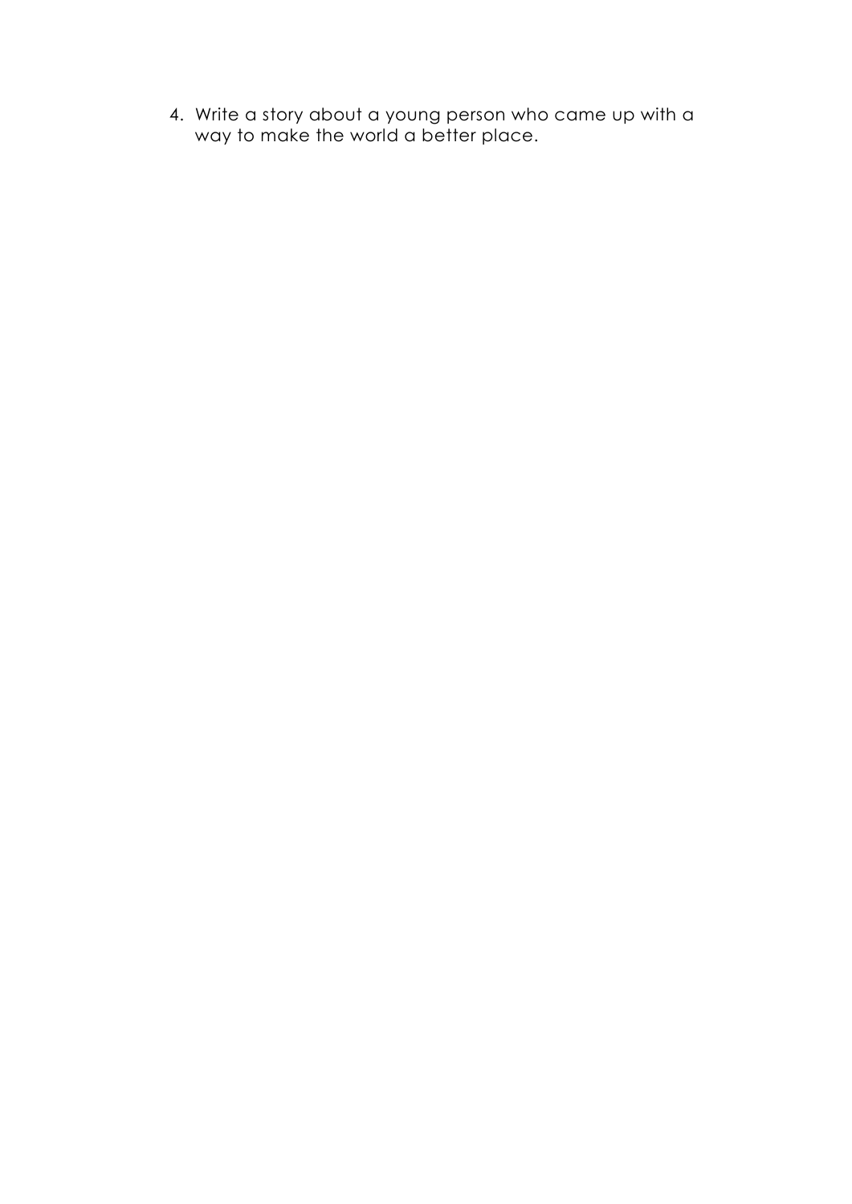4. Write a story about a young person who came up with a way to make the world a better place.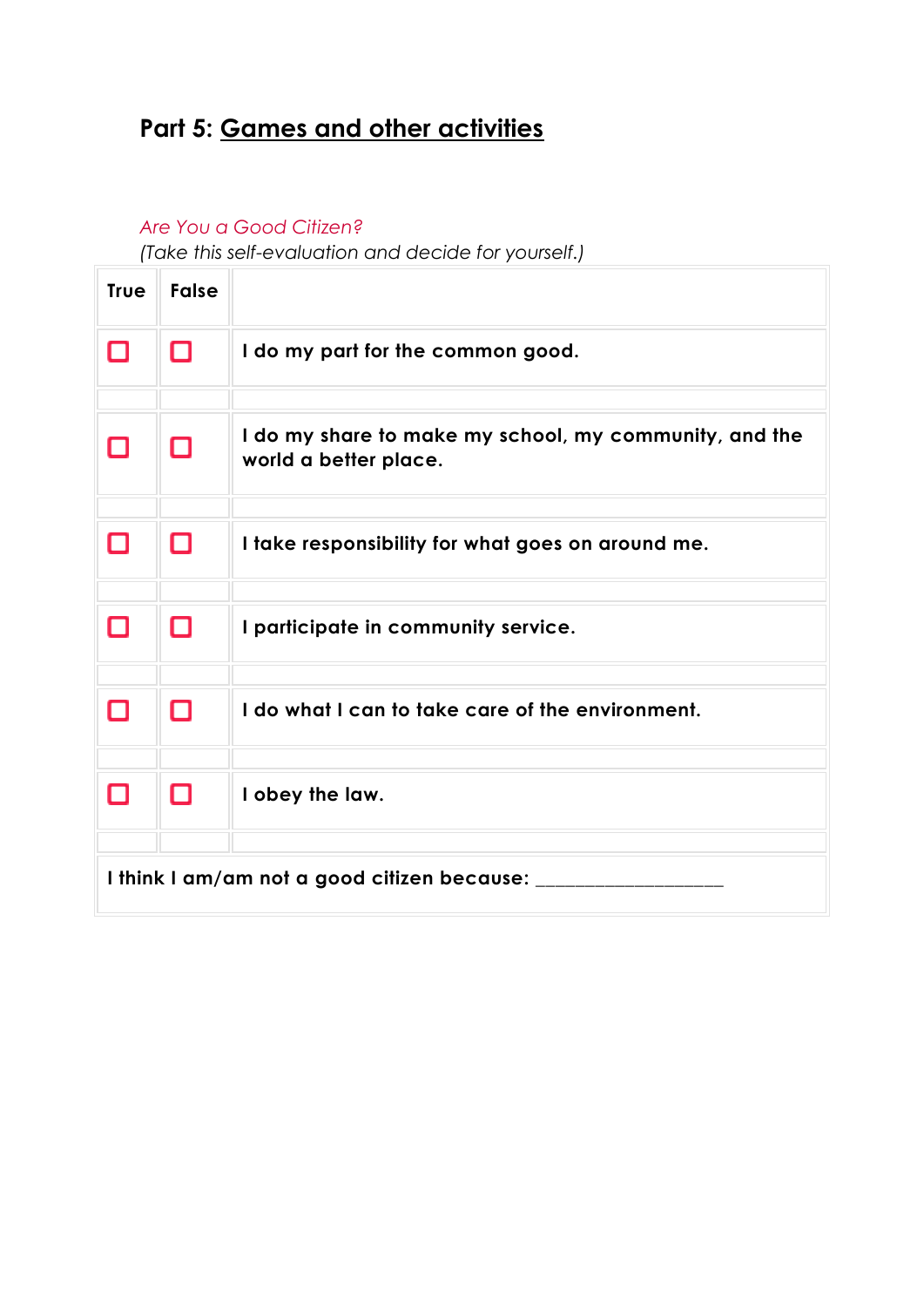## Part 5: Games and other activities

*Are You a Good Citizen?*

*(Take this self-evaluation and decide for yourself.)*

| True | False | |
|---|---|---|
| ☐ | ☐ | I do my part for the common good. |
| | | |
| ☐ | ☐ | I do my share to make my school, my community, and the world a better place. |
| | | |
| ☐ | ☐ | I take responsibility for what goes on around me. |
| | | |
| ☐ | ☐ | I participate in community service. |
| | | |
| ☐ | ☐ | I do what I can to take care of the environment. |
| | | |
| ☐ | ☐ | I obey the law. |
| | | |
| I think I am/am not a good citizen because: __________________ | | |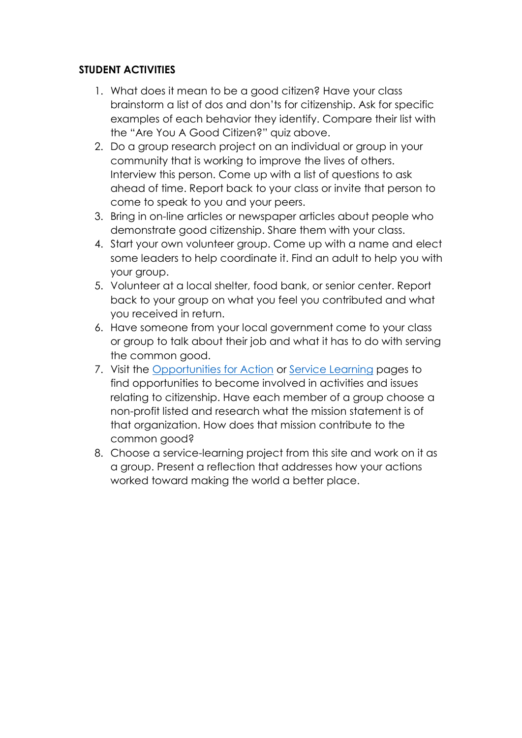**STUDENT ACTIVITIES**

1. What does it mean to be a good citizen? Have your class brainstorm a list of dos and don'ts for citizenship. Ask for specific examples of each behavior they identify. Compare their list with the "Are You A Good Citizen?" quiz above.
2. Do a group research project on an individual or group in your community that is working to improve the lives of others. Interview this person. Come up with a list of questions to ask ahead of time. Report back to your class or invite that person to come to speak to you and your peers.
3. Bring in on-line articles or newspaper articles about people who demonstrate good citizenship. Share them with your class.
4. Start your own volunteer group. Come up with a name and elect some leaders to help coordinate it. Find an adult to help you with your group.
5. Volunteer at a local shelter, food bank, or senior center. Report back to your group on what you feel you contributed and what you received in return.
6. Have someone from your local government come to your class or group to talk about their job and what it has to do with serving the common good.
7. Visit the Opportunities for Action or Service Learning pages to find opportunities to become involved in activities and issues relating to citizenship. Have each member of a group choose a non-profit listed and research what the mission statement is of that organization. How does that mission contribute to the common good?
8. Choose a service-learning project from this site and work on it as a group. Present a reflection that addresses how your actions worked toward making the world a better place.